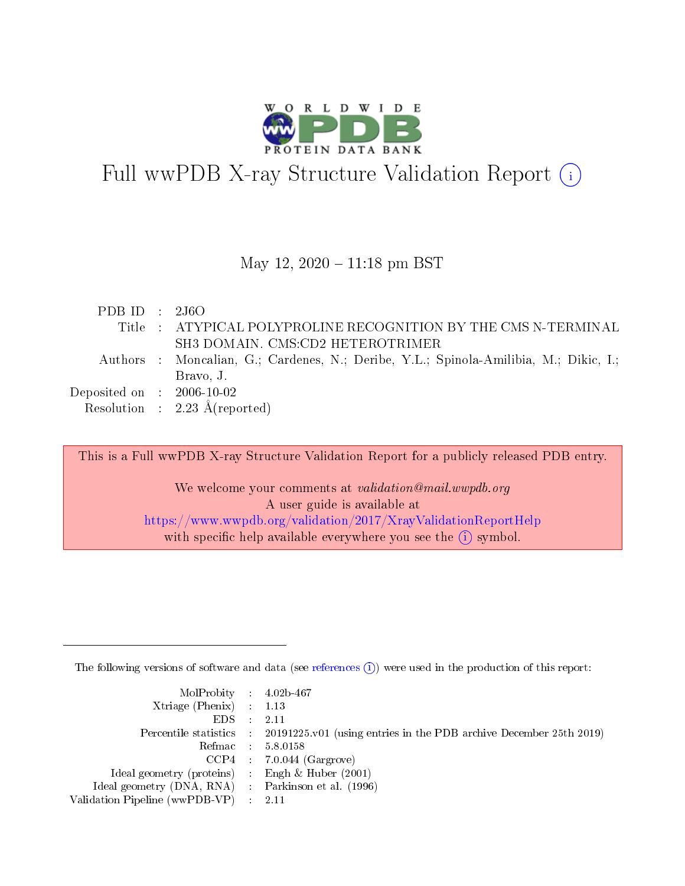# Full wwPDB X-ray Structure Validation Report (i)

May 12, 2020 – 11:18 pm BST

| | | |
|---|---|---|
| PDB ID | : | 2J6O |
| Title | : | ATYPICAL POLYPROLINE RECOGNITION BY THE CMS N-TERMINAL SH3 DOMAIN. CMS:CD2 HETEROTRIMER |
| Authors | : | Moncalian, G.; Cardenes, N.; Deribe, Y.L.; Spinola-Amilibia, M.; Dikic, I.; Bravo, J. |
| Deposited on | : | 2006-10-02 |
| Resolution | : | 2.23 Å(reported) |

This is a Full wwPDB X-ray Structure Validation Report for a publicly released PDB entry.

We welcome your comments at *validation@mail.wwpdb.org*
A user guide is available at
https://www.wwpdb.org/validation/2017/XrayValidationReportHelp
with specific help available everywhere you see the (i) symbol.

The following versions of software and data (see references (i)) were used in the production of this report:

| | | |
|---|---|---|
| MolProbity | : | 4.02b-467 |
| Xtriage (Phenix) | : | 1.13 |
| EDS | : | 2.11 |
| Percentile statistics | : | 20191225.v01 (using entries in the PDB archive December 25th 2019) |
| Refmac | : | 5.8.0158 |
| CCP4 | : | 7.0.044 (Gargrove) |
| Ideal geometry (proteins) | : | Engh & Huber (2001) |
| Ideal geometry (DNA, RNA) | : | Parkinson et al. (1996) |
| Validation Pipeline (wwPDB-VP) | : | 2.11 |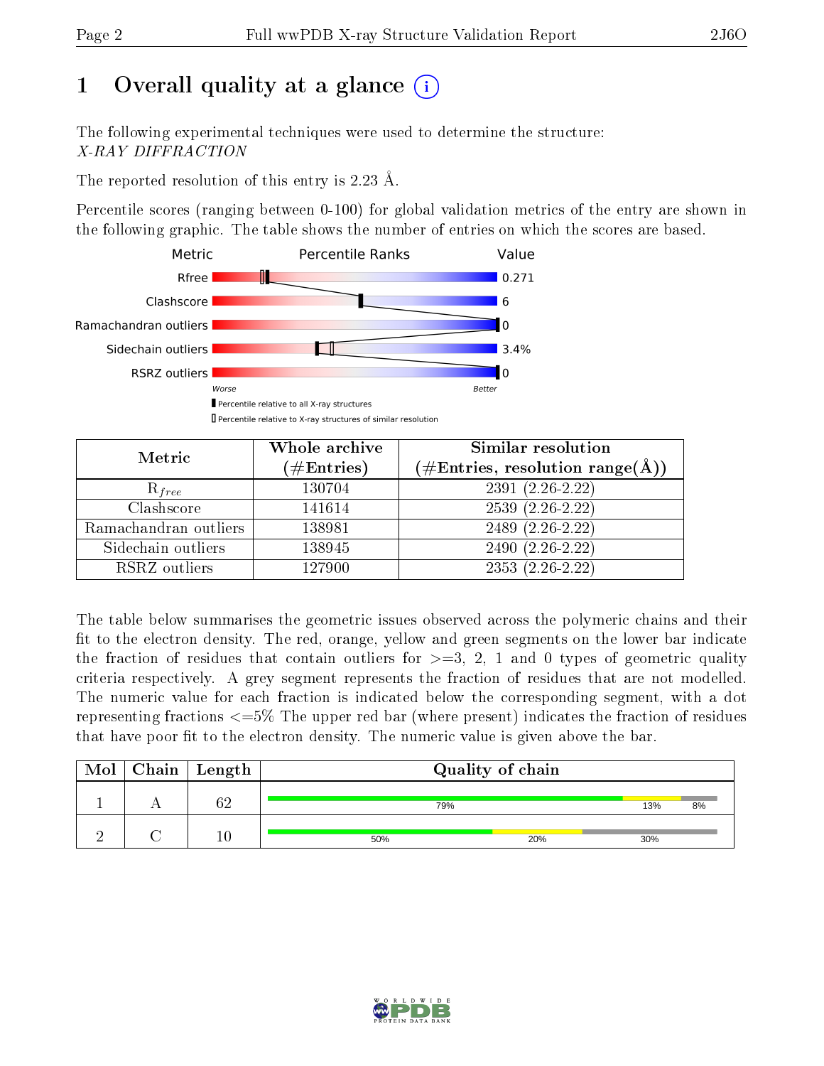# 1 Overall quality at a glance (i)

The following experimental techniques were used to determine the structure:
*X-RAY DIFFRACTION*

The reported resolution of this entry is 2.23 Å.

Percentile scores (ranging between 0-100) for global validation metrics of the entry are shown in the following graphic. The table shows the number of entries on which the scores are based.

| Metric | Value |
|---|---|
| Rfree | 0.271 |
| Clashscore | 6 |
| Ramachandran outliers | 0 |
| Sidechain outliers | 3.4% |
| RSRZ outliers | 0 |

Worse — Better

▮ Percentile relative to all X-ray structures
▯ Percentile relative to X-ray structures of similar resolution

| Metric | Whole archive (#Entries) | Similar resolution (#Entries, resolution range(Å)) |
|---|---|---|
| $R_{free}$ | 130704 | 2391 (2.26-2.22) |
| Clashscore | 141614 | 2539 (2.26-2.22) |
| Ramachandran outliers | 138981 | 2489 (2.26-2.22) |
| Sidechain outliers | 138945 | 2490 (2.26-2.22) |
| RSRZ outliers | 127900 | 2353 (2.26-2.22) |

The table below summarises the geometric issues observed across the polymeric chains and their fit to the electron density. The red, orange, yellow and green segments on the lower bar indicate the fraction of residues that contain outliers for >=3, 2, 1 and 0 types of geometric quality criteria respectively. A grey segment represents the fraction of residues that are not modelled. The numeric value for each fraction is indicated below the corresponding segment, with a dot representing fractions <=5% The upper red bar (where present) indicates the fraction of residues that have poor fit to the electron density. The numeric value is given above the bar.

| Mol | Chain | Length | Quality of chain |
|---|---|---|---|
| 1 | A | 62 | 79% 13% 8% |
| 2 | C | 10 | 50% 20% 30% |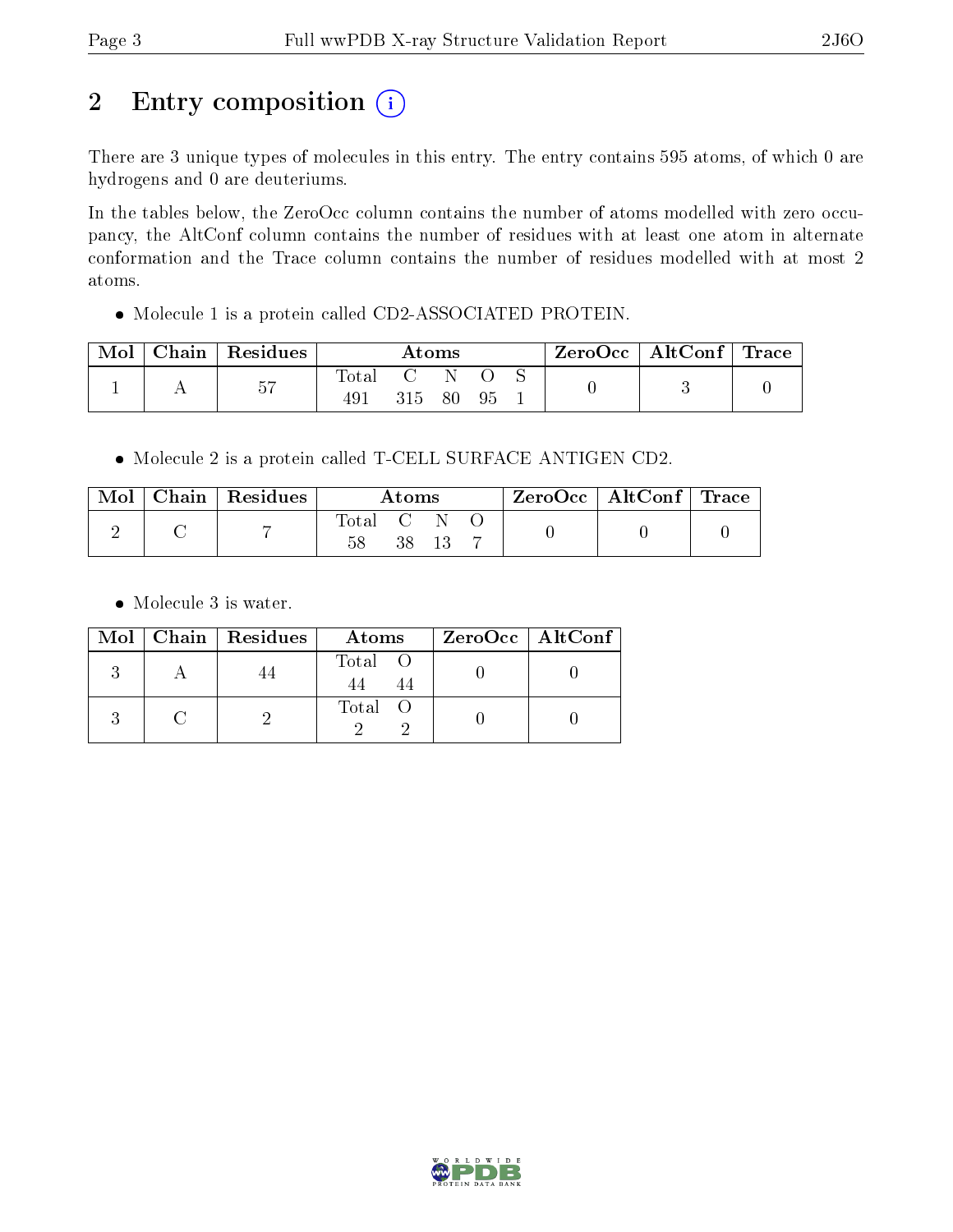# 2 Entry composition

There are 3 unique types of molecules in this entry. The entry contains 595 atoms, of which 0 are hydrogens and 0 are deuteriums.

In the tables below, the ZeroOcc column contains the number of atoms modelled with zero occupancy, the AltConf column contains the number of residues with at least one atom in alternate conformation and the Trace column contains the number of residues modelled with at most 2 atoms.

- Molecule 1 is a protein called CD2-ASSOCIATED PROTEIN.

| Mol | Chain | Residues | Atoms | | | | | ZeroOcc | AltConf | Trace |
|---|---|---|---|---|---|---|---|---|---|---|
| | | | Total | C | N | O | S | | | |
| 1 | A | 57 | 491 | 315 | 80 | 95 | 1 | 0 | 3 | 0 |

- Molecule 2 is a protein called T-CELL SURFACE ANTIGEN CD2.

| Mol | Chain | Residues | Atoms | | | | ZeroOcc | AltConf | Trace |
|---|---|---|---|---|---|---|---|---|---|
| | | | Total | C | N | O | | | |
| 2 | C | 7 | 58 | 38 | 13 | 7 | 0 | 0 | 0 |

- Molecule 3 is water.

| Mol | Chain | Residues | Atoms | | ZeroOcc | AltConf |
|---|---|---|---|---|---|---|
| | | | Total | O | | |
| 3 | A | 44 | 44 | 44 | 0 | 0 |
| 3 | C | 2 | 2 | 2 | 0 | 0 |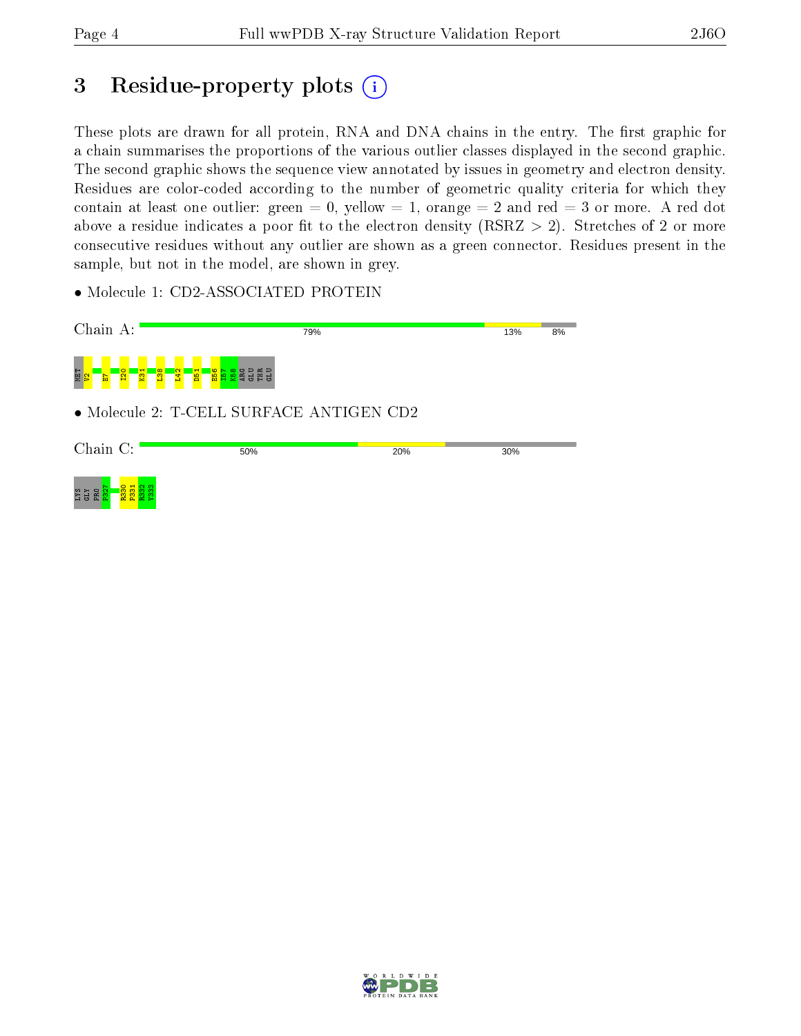# 3 Residue-property plots

These plots are drawn for all protein, RNA and DNA chains in the entry. The first graphic for a chain summarises the proportions of the various outlier classes displayed in the second graphic. The second graphic shows the sequence view annotated by issues in geometry and electron density. Residues are color-coded according to the number of geometric quality criteria for which they contain at least one outlier: green = 0, yellow = 1, orange = 2 and red = 3 or more. A red dot above a residue indicates a poor fit to the electron density (RSRZ > 2). Stretches of 2 or more consecutive residues without any outlier are shown as a green connector. Residues present in the sample, but not in the model, are shown in grey.

- Molecule 1: CD2-ASSOCIATED PROTEIN

Chain A: 79% | 13% | 8%

MET V2 E7 I20 K31 L38 L42 D51 E56 I57 K58 ARG GLU THR GLU

- Molecule 2: T-CELL SURFACE ANTIGEN CD2

Chain C: 50% | 20% | 30%

LYS GLY PRO P327 R330 P331 R332 V333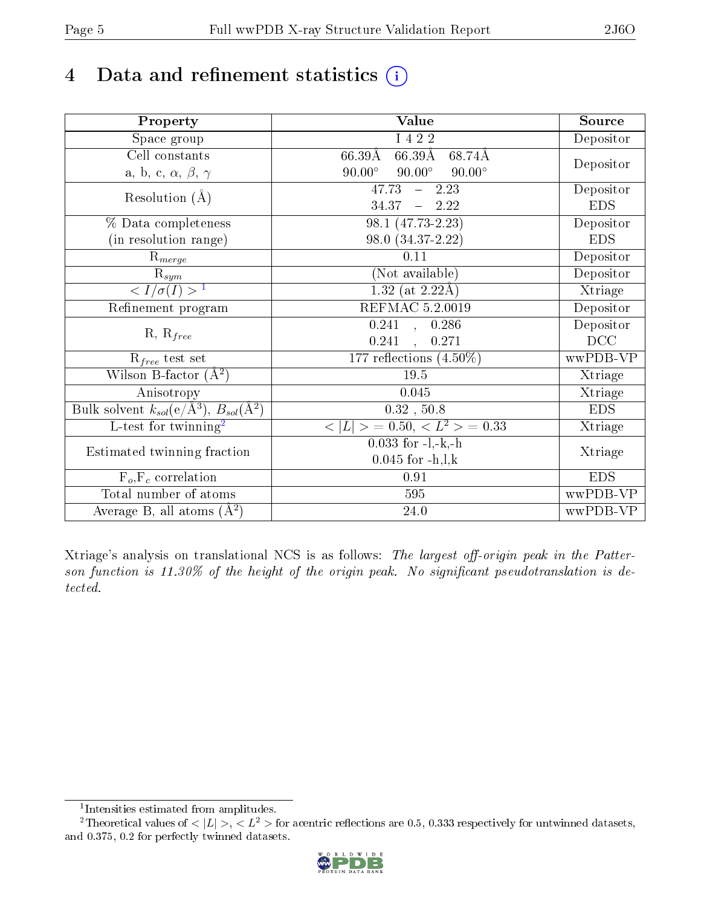# 4 Data and refinement statistics (i)

| Property | Value | Source |
|---|---|---|
| Space group | I 4 2 2 | Depositor |
| Cell constants<br>a, b, c, $\alpha$, $\beta$, $\gamma$ | 66.39Å 66.39Å 68.74Å<br>90.00° 90.00° 90.00° | Depositor |
| Resolution (Å) | 47.73 – 2.23<br>34.37 – 2.22 | Depositor<br>EDS |
| % Data completeness<br>(in resolution range) | 98.1 (47.73-2.23)<br>98.0 (34.37-2.22) | Depositor<br>EDS |
| $R_{merge}$ | 0.11 | Depositor |
| $R_{sym}$ | (Not available) | Depositor |
| $< I/\sigma(I) >$ [1] | 1.32 (at 2.22Å) | Xtriage |
| Refinement program | REFMAC 5.2.0019 | Depositor |
| R, $R_{free}$ | 0.241 , 0.286<br>0.241 , 0.271 | Depositor<br>DCC |
| $R_{free}$ test set | 177 reflections (4.50%) | wwPDB-VP |
| Wilson B-factor (Å$^2$) | 19.5 | Xtriage |
| Anisotropy | 0.045 | Xtriage |
| Bulk solvent $k_{sol}$(e/Å$^3$), $B_{sol}$(Å$^2$) | 0.32 , 50.8 | EDS |
| L-test for twinning[2] | $< \|L\| >$ = 0.50, $< L^2 >$ = 0.33 | Xtriage |
| Estimated twinning fraction | 0.033 for -l,-k,-h<br>0.045 for -h,l,k | Xtriage |
| $F_o$,$F_c$ correlation | 0.91 | EDS |
| Total number of atoms | 595 | wwPDB-VP |
| Average B, all atoms (Å$^2$) | 24.0 | wwPDB-VP |

Xtriage's analysis on translational NCS is as follows: *The largest off-origin peak in the Patterson function is 11.30% of the height of the origin peak. No significant pseudotranslation is detected.*

[1] Intensities estimated from amplitudes.

[2] Theoretical values of $< |L| >$, $< L^2 >$ for acentric reflections are 0.5, 0.333 respectively for untwinned datasets, and 0.375, 0.2 for perfectly twinned datasets.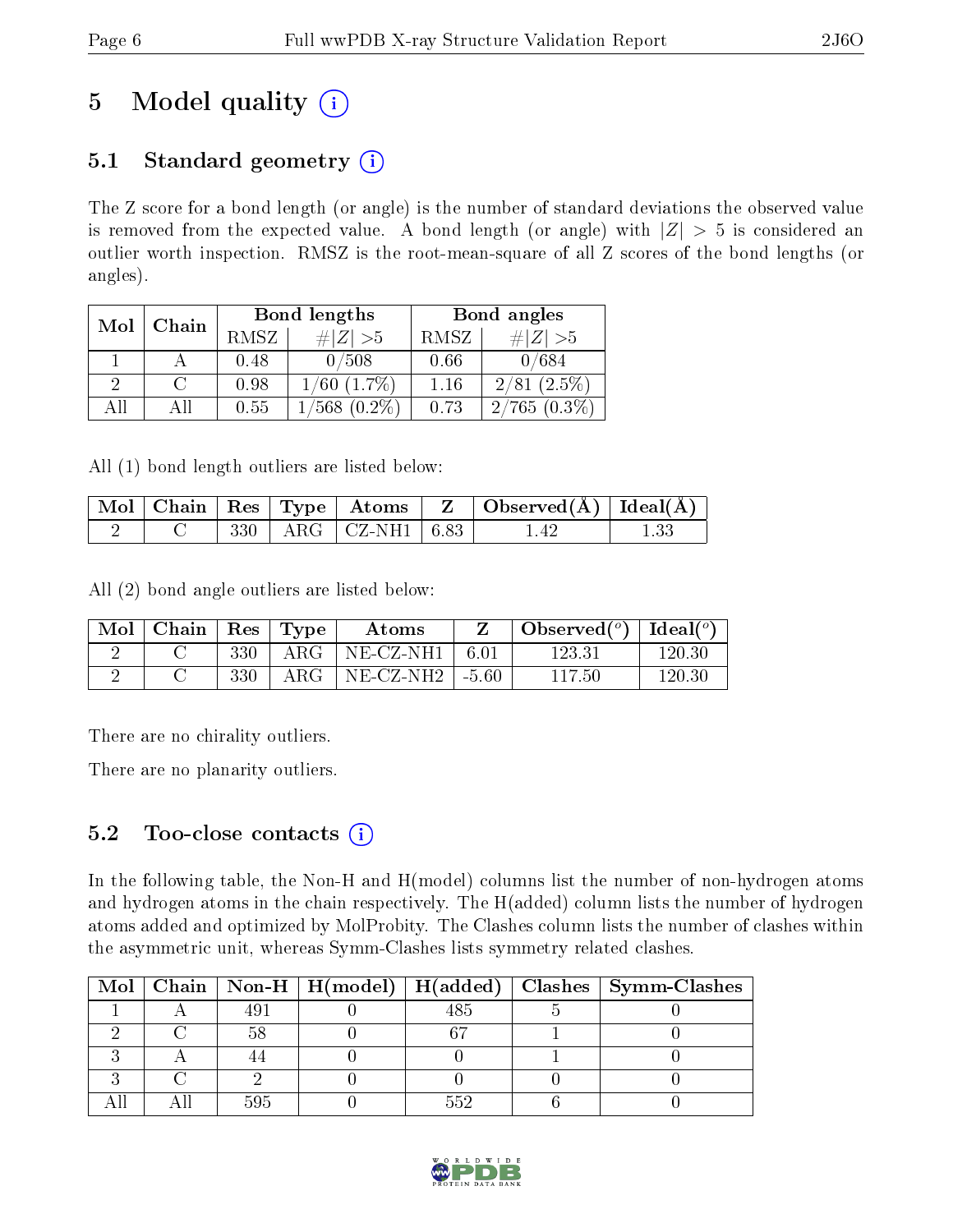# 5 Model quality

## 5.1 Standard geometry

The Z score for a bond length (or angle) is the number of standard deviations the observed value is removed from the expected value. A bond length (or angle) with $|Z| > 5$ is considered an outlier worth inspection. RMSZ is the root-mean-square of all Z scores of the bond lengths (or angles).

| Mol | Chain | Bond lengths | | Bond angles | |
|---|---|---|---|---|---|
| | | RMSZ | #$|Z|$ >5 | RMSZ | #$|Z|$ >5 |
| 1 | A | 0.48 | 0/508 | 0.66 | 0/684 |
| 2 | C | 0.98 | 1/60 (1.7%) | 1.16 | 2/81 (2.5%) |
| All | All | 0.55 | 1/568 (0.2%) | 0.73 | 2/765 (0.3%) |

All (1) bond length outliers are listed below:

| Mol | Chain | Res | Type | Atoms | Z | Observed(Å) | Ideal(Å) |
|---|---|---|---|---|---|---|---|
| 2 | C | 330 | ARG | CZ-NH1 | 6.83 | 1.42 | 1.33 |

All (2) bond angle outliers are listed below:

| Mol | Chain | Res | Type | Atoms | Z | Observed(°) | Ideal(°) |
|---|---|---|---|---|---|---|---|
| 2 | C | 330 | ARG | NE-CZ-NH1 | 6.01 | 123.31 | 120.30 |
| 2 | C | 330 | ARG | NE-CZ-NH2 | -5.60 | 117.50 | 120.30 |

There are no chirality outliers.

There are no planarity outliers.

## 5.2 Too-close contacts

In the following table, the Non-H and H(model) columns list the number of non-hydrogen atoms and hydrogen atoms in the chain respectively. The H(added) column lists the number of hydrogen atoms added and optimized by MolProbity. The Clashes column lists the number of clashes within the asymmetric unit, whereas Symm-Clashes lists symmetry related clashes.

| Mol | Chain | Non-H | H(model) | H(added) | Clashes | Symm-Clashes |
|---|---|---|---|---|---|---|
| 1 | A | 491 | 0 | 485 | 5 | 0 |
| 2 | C | 58 | 0 | 67 | 1 | 0 |
| 3 | A | 44 | 0 | 0 | 1 | 0 |
| 3 | C | 2 | 0 | 0 | 0 | 0 |
| All | All | 595 | 0 | 552 | 6 | 0 |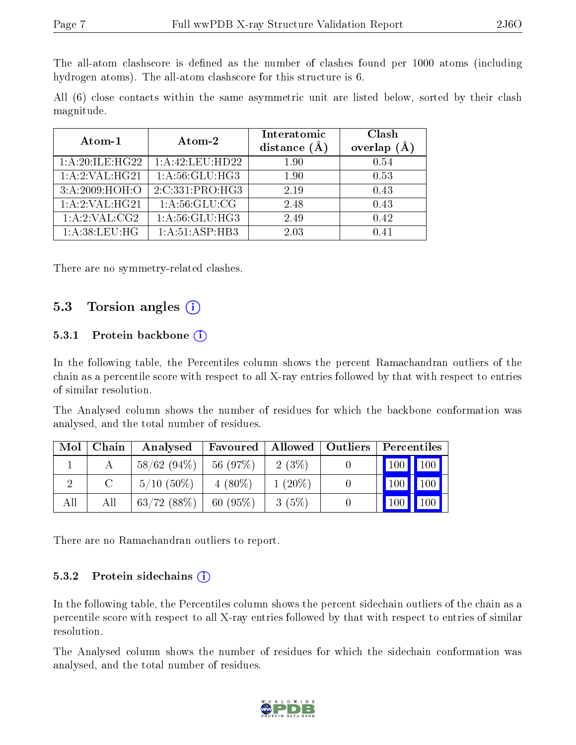The all-atom clashscore is defined as the number of clashes found per 1000 atoms (including hydrogen atoms). The all-atom clashscore for this structure is 6.

All (6) close contacts within the same asymmetric unit are listed below, sorted by their clash magnitude.

| Atom-1 | Atom-2 | Interatomic distance (Å) | Clash overlap (Å) |
|---|---|---|---|
| 1:A:20:ILE:HG22 | 1:A:42:LEU:HD22 | 1.90 | 0.54 |
| 1:A:2:VAL:HG21 | 1:A:56:GLU:HG3 | 1.90 | 0.53 |
| 3:A:2009:HOH:O | 2:C:331:PRO:HG3 | 2.19 | 0.43 |
| 1:A:2:VAL:HG21 | 1:A:56:GLU:CG | 2.48 | 0.43 |
| 1:A:2:VAL:CG2 | 1:A:56:GLU:HG3 | 2.49 | 0.42 |
| 1:A:38:LEU:HG | 1:A:51:ASP:HB3 | 2.03 | 0.41 |

There are no symmetry-related clashes.

## 5.3 Torsion angles

### 5.3.1 Protein backbone

In the following table, the Percentiles column shows the percent Ramachandran outliers of the chain as a percentile score with respect to all X-ray entries followed by that with respect to entries of similar resolution.

The Analysed column shows the number of residues for which the backbone conformation was analysed, and the total number of residues.

| Mol | Chain | Analysed | Favoured | Allowed | Outliers | Percentiles | |
|---|---|---|---|---|---|---|---|
| 1 | A | 58/62 (94%) | 56 (97%) | 2 (3%) | 0 | 100 | 100 |
| 2 | C | 5/10 (50%) | 4 (80%) | 1 (20%) | 0 | 100 | 100 |
| All | All | 63/72 (88%) | 60 (95%) | 3 (5%) | 0 | 100 | 100 |

There are no Ramachandran outliers to report.

### 5.3.2 Protein sidechains

In the following table, the Percentiles column shows the percent sidechain outliers of the chain as a percentile score with respect to all X-ray entries followed by that with respect to entries of similar resolution.

The Analysed column shows the number of residues for which the sidechain conformation was analysed, and the total number of residues.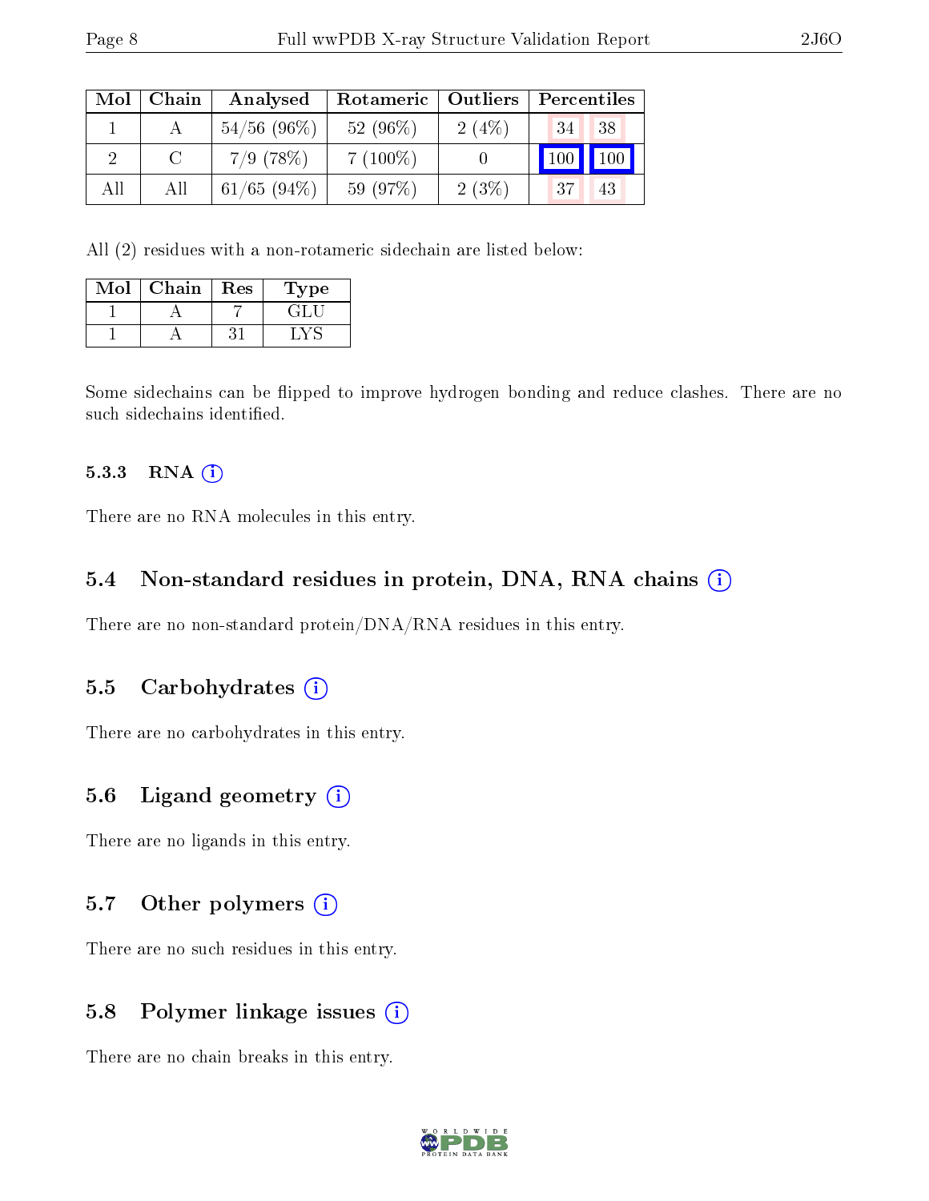| Mol | Chain | Analysed | Rotameric | Outliers | Percentiles | |
|---|---|---|---|---|---|---|
| 1 | A | 54/56 (96%) | 52 (96%) | 2 (4%) | 34 | 38 |
| 2 | C | 7/9 (78%) | 7 (100%) | 0 | 100 | 100 |
| All | All | 61/65 (94%) | 59 (97%) | 2 (3%) | 37 | 43 |

All (2) residues with a non-rotameric sidechain are listed below:

| Mol | Chain | Res | Type |
|---|---|---|---|
| 1 | A | 7 | GLU |
| 1 | A | 31 | LYS |

Some sidechains can be flipped to improve hydrogen bonding and reduce clashes. There are no such sidechains identified.

#### 5.3.3 RNA

There are no RNA molecules in this entry.

### 5.4 Non-standard residues in protein, DNA, RNA chains

There are no non-standard protein/DNA/RNA residues in this entry.

### 5.5 Carbohydrates

There are no carbohydrates in this entry.

### 5.6 Ligand geometry

There are no ligands in this entry.

### 5.7 Other polymers

There are no such residues in this entry.

### 5.8 Polymer linkage issues

There are no chain breaks in this entry.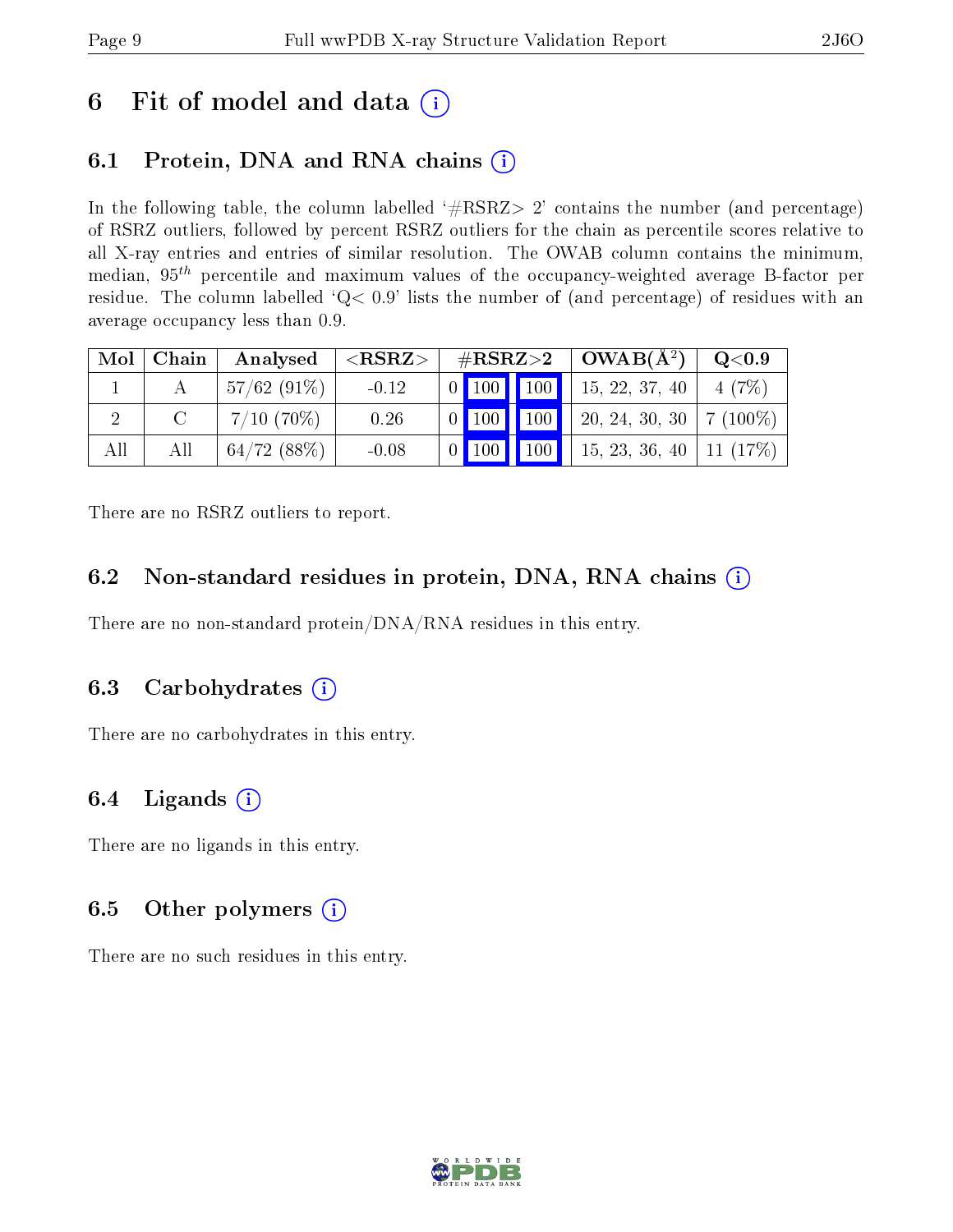# 6 Fit of model and data (i)

## 6.1 Protein, DNA and RNA chains (i)

In the following table, the column labelled '#RSRZ> 2' contains the number (and percentage) of RSRZ outliers, followed by percent RSRZ outliers for the chain as percentile scores relative to all X-ray entries and entries of similar resolution. The OWAB column contains the minimum, median, $95^{th}$ percentile and maximum values of the occupancy-weighted average B-factor per residue. The column labelled 'Q< 0.9' lists the number of (and percentage) of residues with an average occupancy less than 0.9.

| Mol | Chain | Analysed | <RSRZ> | #RSRZ>2 | | | OWAB(Å$^2$) | Q<0.9 |
|---|---|---|---|---|---|---|---|---|
| 1 | A | 57/62 (91%) | -0.12 | 0 | 100 | 100 | 15, 22, 37, 40 | 4 (7%) |
| 2 | C | 7/10 (70%) | 0.26 | 0 | 100 | 100 | 20, 24, 30, 30 | 7 (100%) |
| All | All | 64/72 (88%) | -0.08 | 0 | 100 | 100 | 15, 23, 36, 40 | 11 (17%) |

There are no RSRZ outliers to report.

## 6.2 Non-standard residues in protein, DNA, RNA chains (i)

There are no non-standard protein/DNA/RNA residues in this entry.

## 6.3 Carbohydrates (i)

There are no carbohydrates in this entry.

## 6.4 Ligands (i)

There are no ligands in this entry.

## 6.5 Other polymers (i)

There are no such residues in this entry.